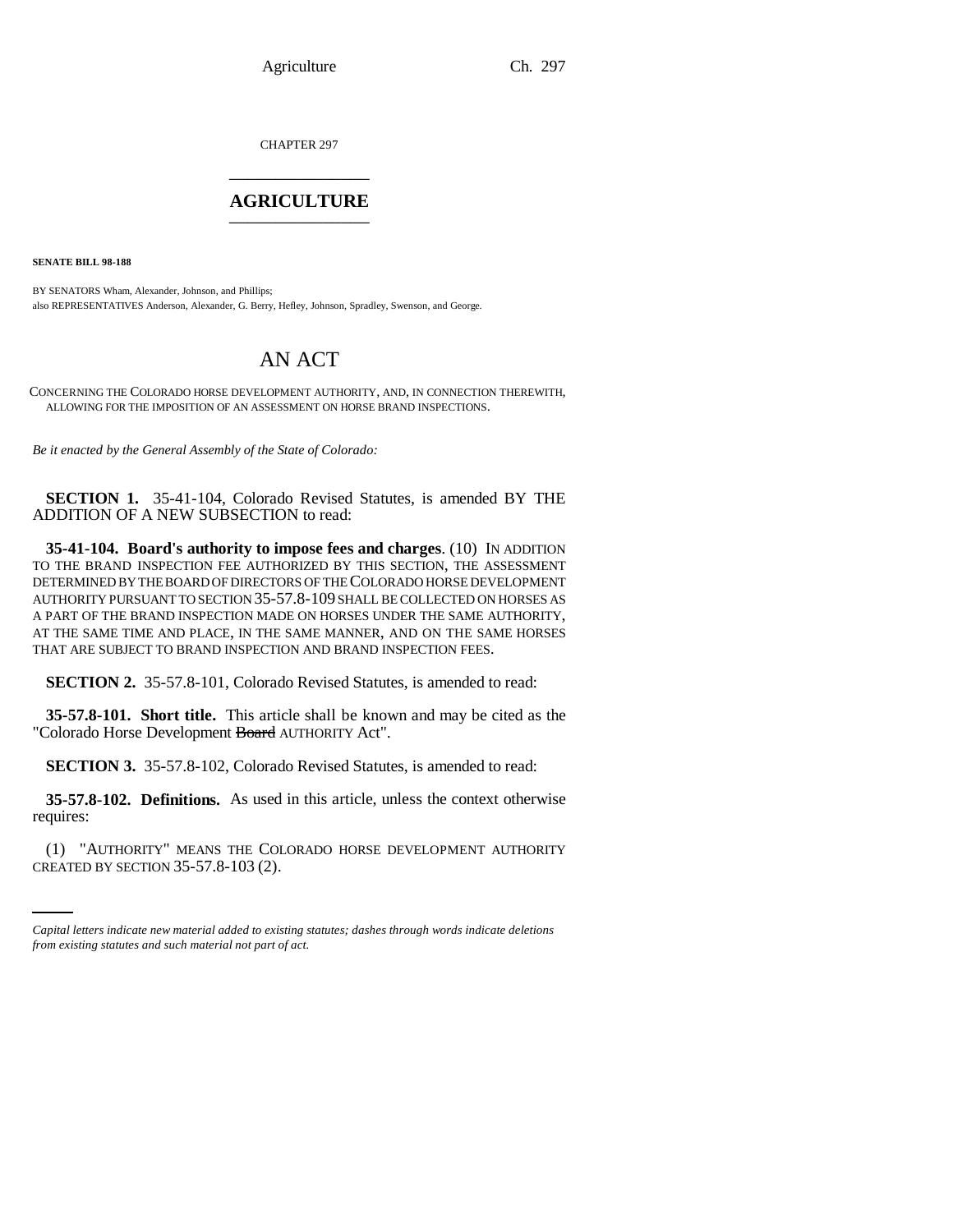CHAPTER 297

# AGRICULTURE

**SENATE BILL 98-188**

BY SENATORS Wham, Alexander, Johnson, and Phillips;
also REPRESENTATIVES Anderson, Alexander, G. Berry, Hefley, Johnson, Spradley, Swenson, and George.

# AN ACT

CONCERNING THE COLORADO HORSE DEVELOPMENT AUTHORITY, AND, IN CONNECTION THEREWITH, ALLOWING FOR THE IMPOSITION OF AN ASSESSMENT ON HORSE BRAND INSPECTIONS.

*Be it enacted by the General Assembly of the State of Colorado:*

**SECTION 1.** 35-41-104, Colorado Revised Statutes, is amended BY THE ADDITION OF A NEW SUBSECTION to read:

**35-41-104. Board's authority to impose fees and charges**. (10) IN ADDITION TO THE BRAND INSPECTION FEE AUTHORIZED BY THIS SECTION, THE ASSESSMENT DETERMINED BY THE BOARD OF DIRECTORS OF THE COLORADO HORSE DEVELOPMENT AUTHORITY PURSUANT TO SECTION 35-57.8-109 SHALL BE COLLECTED ON HORSES AS A PART OF THE BRAND INSPECTION MADE ON HORSES UNDER THE SAME AUTHORITY, AT THE SAME TIME AND PLACE, IN THE SAME MANNER, AND ON THE SAME HORSES THAT ARE SUBJECT TO BRAND INSPECTION AND BRAND INSPECTION FEES.

**SECTION 2.** 35-57.8-101, Colorado Revised Statutes, is amended to read:

**35-57.8-101. Short title.** This article shall be known and may be cited as the "Colorado Horse Development ~~Board~~ AUTHORITY Act".

**SECTION 3.** 35-57.8-102, Colorado Revised Statutes, is amended to read:

**35-57.8-102. Definitions.** As used in this article, unless the context otherwise requires:

(1) "AUTHORITY" MEANS THE COLORADO HORSE DEVELOPMENT AUTHORITY CREATED BY SECTION 35-57.8-103 (2).

*Capital letters indicate new material added to existing statutes; dashes through words indicate deletions from existing statutes and such material not part of act.*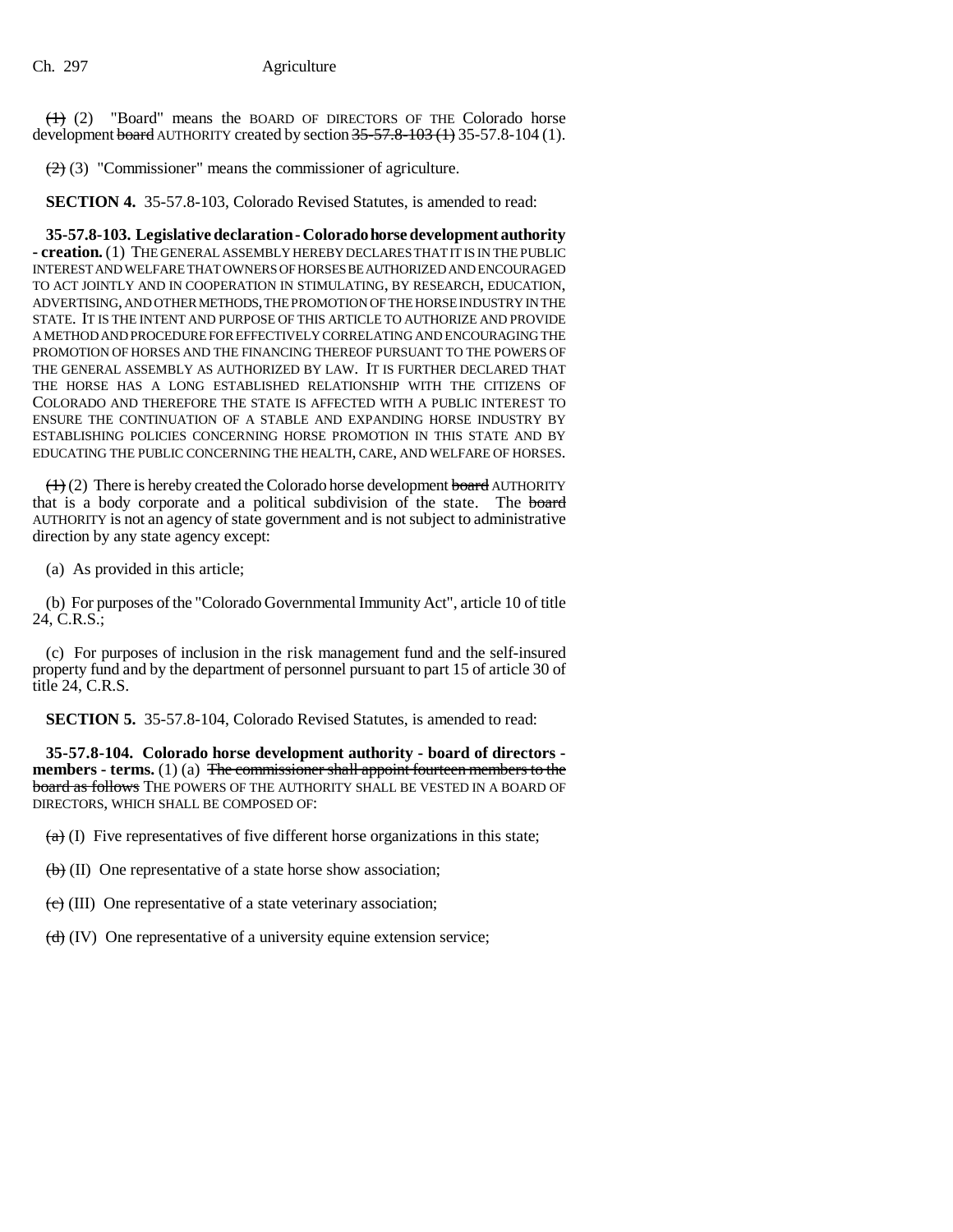~~(1)~~ (2) "Board" means the BOARD OF DIRECTORS OF THE Colorado horse development ~~board~~ AUTHORITY created by section ~~35-57.8-103 (1)~~ 35-57.8-104 (1).

~~(2)~~ (3) "Commissioner" means the commissioner of agriculture.

**SECTION 4.** 35-57.8-103, Colorado Revised Statutes, is amended to read:

**35-57.8-103. Legislative declaration - Colorado horse development authority - creation.** (1) THE GENERAL ASSEMBLY HEREBY DECLARES THAT IT IS IN THE PUBLIC INTEREST AND WELFARE THAT OWNERS OF HORSES BE AUTHORIZED AND ENCOURAGED TO ACT JOINTLY AND IN COOPERATION IN STIMULATING, BY RESEARCH, EDUCATION, ADVERTISING, AND OTHER METHODS, THE PROMOTION OF THE HORSE INDUSTRY IN THE STATE. IT IS THE INTENT AND PURPOSE OF THIS ARTICLE TO AUTHORIZE AND PROVIDE A METHOD AND PROCEDURE FOR EFFECTIVELY CORRELATING AND ENCOURAGING THE PROMOTION OF HORSES AND THE FINANCING THEREOF PURSUANT TO THE POWERS OF THE GENERAL ASSEMBLY AS AUTHORIZED BY LAW. IT IS FURTHER DECLARED THAT THE HORSE HAS A LONG ESTABLISHED RELATIONSHIP WITH THE CITIZENS OF COLORADO AND THEREFORE THE STATE IS AFFECTED WITH A PUBLIC INTEREST TO ENSURE THE CONTINUATION OF A STABLE AND EXPANDING HORSE INDUSTRY BY ESTABLISHING POLICIES CONCERNING HORSE PROMOTION IN THIS STATE AND BY EDUCATING THE PUBLIC CONCERNING THE HEALTH, CARE, AND WELFARE OF HORSES.

~~(1)~~ (2) There is hereby created the Colorado horse development ~~board~~ AUTHORITY that is a body corporate and a political subdivision of the state. The ~~board~~ AUTHORITY is not an agency of state government and is not subject to administrative direction by any state agency except:

(a) As provided in this article;

(b) For purposes of the "Colorado Governmental Immunity Act", article 10 of title 24, C.R.S.;

(c) For purposes of inclusion in the risk management fund and the self-insured property fund and by the department of personnel pursuant to part 15 of article 30 of title 24, C.R.S.

**SECTION 5.** 35-57.8-104, Colorado Revised Statutes, is amended to read:

**35-57.8-104. Colorado horse development authority - board of directors - members - terms.** (1) (a) ~~The commissioner shall appoint fourteen members to the board as follows~~ THE POWERS OF THE AUTHORITY SHALL BE VESTED IN A BOARD OF DIRECTORS, WHICH SHALL BE COMPOSED OF:

~~(a)~~ (I) Five representatives of five different horse organizations in this state;

~~(b)~~ (II) One representative of a state horse show association;

~~(c)~~ (III) One representative of a state veterinary association;

~~(d)~~ (IV) One representative of a university equine extension service;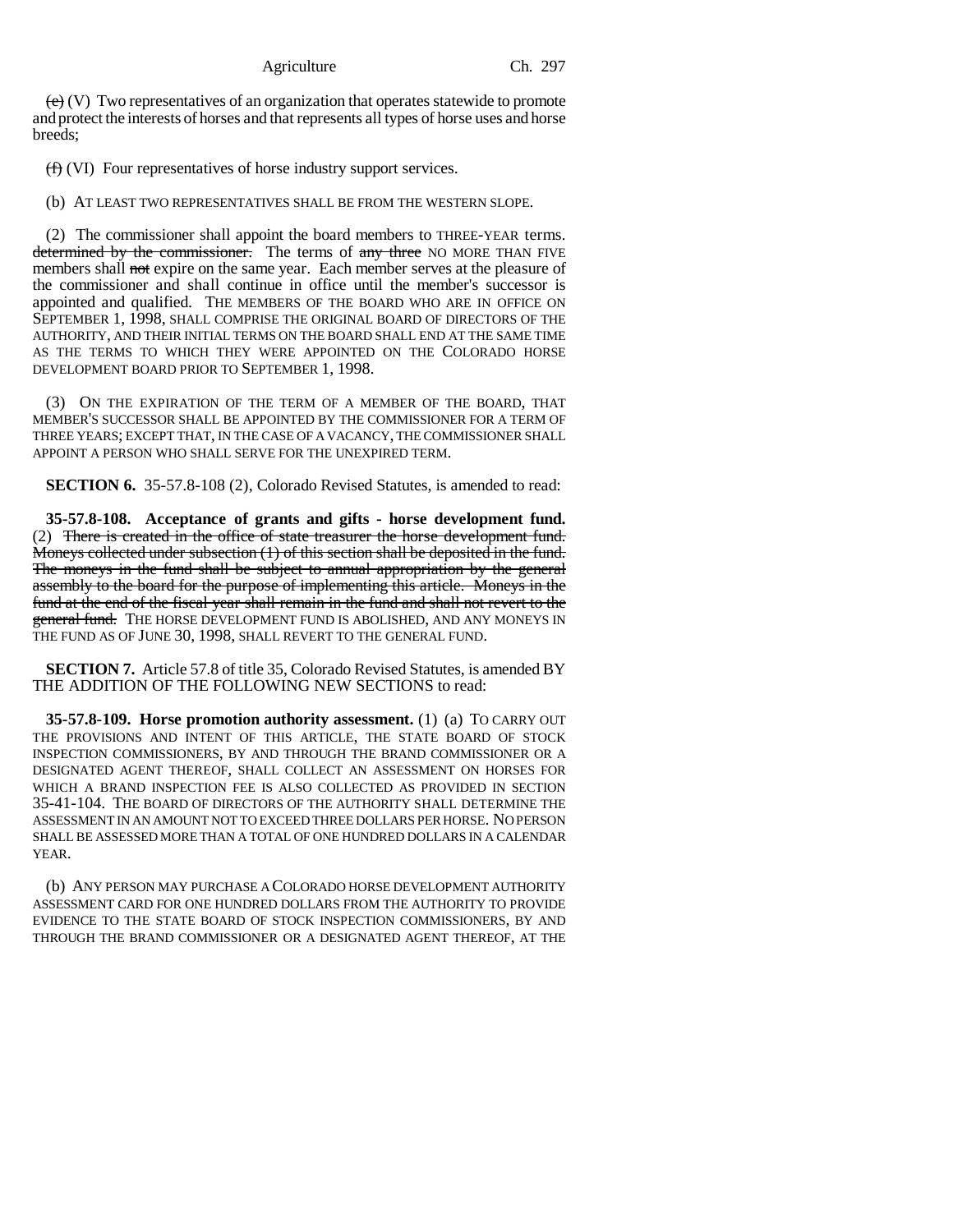~~(e)~~ (V) Two representatives of an organization that operates statewide to promote and protect the interests of horses and that represents all types of horse uses and horse breeds;

~~(f)~~ (VI) Four representatives of horse industry support services.

(b) AT LEAST TWO REPRESENTATIVES SHALL BE FROM THE WESTERN SLOPE.

(2) The commissioner shall appoint the board members to THREE-YEAR terms. ~~determined by the commissioner.~~ The terms of ~~any three~~ NO MORE THAN FIVE members shall ~~not~~ expire on the same year. Each member serves at the pleasure of the commissioner and shall continue in office until the member's successor is appointed and qualified. THE MEMBERS OF THE BOARD WHO ARE IN OFFICE ON SEPTEMBER 1, 1998, SHALL COMPRISE THE ORIGINAL BOARD OF DIRECTORS OF THE AUTHORITY, AND THEIR INITIAL TERMS ON THE BOARD SHALL END AT THE SAME TIME AS THE TERMS TO WHICH THEY WERE APPOINTED ON THE COLORADO HORSE DEVELOPMENT BOARD PRIOR TO SEPTEMBER 1, 1998.

(3) ON THE EXPIRATION OF THE TERM OF A MEMBER OF THE BOARD, THAT MEMBER'S SUCCESSOR SHALL BE APPOINTED BY THE COMMISSIONER FOR A TERM OF THREE YEARS; EXCEPT THAT, IN THE CASE OF A VACANCY, THE COMMISSIONER SHALL APPOINT A PERSON WHO SHALL SERVE FOR THE UNEXPIRED TERM.

**SECTION 6.** 35-57.8-108 (2), Colorado Revised Statutes, is amended to read:

**35-57.8-108. Acceptance of grants and gifts - horse development fund.** (2) ~~There is created in the office of state treasurer the horse development fund. Moneys collected under subsection (1) of this section shall be deposited in the fund. The moneys in the fund shall be subject to annual appropriation by the general assembly to the board for the purpose of implementing this article. Moneys in the fund at the end of the fiscal year shall remain in the fund and shall not revert to the general fund.~~ THE HORSE DEVELOPMENT FUND IS ABOLISHED, AND ANY MONEYS IN THE FUND AS OF JUNE 30, 1998, SHALL REVERT TO THE GENERAL FUND.

**SECTION 7.** Article 57.8 of title 35, Colorado Revised Statutes, is amended BY THE ADDITION OF THE FOLLOWING NEW SECTIONS to read:

**35-57.8-109. Horse promotion authority assessment.** (1) (a) TO CARRY OUT THE PROVISIONS AND INTENT OF THIS ARTICLE, THE STATE BOARD OF STOCK INSPECTION COMMISSIONERS, BY AND THROUGH THE BRAND COMMISSIONER OR A DESIGNATED AGENT THEREOF, SHALL COLLECT AN ASSESSMENT ON HORSES FOR WHICH A BRAND INSPECTION FEE IS ALSO COLLECTED AS PROVIDED IN SECTION 35-41-104. THE BOARD OF DIRECTORS OF THE AUTHORITY SHALL DETERMINE THE ASSESSMENT IN AN AMOUNT NOT TO EXCEED THREE DOLLARS PER HORSE. NO PERSON SHALL BE ASSESSED MORE THAN A TOTAL OF ONE HUNDRED DOLLARS IN A CALENDAR YEAR.

(b) ANY PERSON MAY PURCHASE A COLORADO HORSE DEVELOPMENT AUTHORITY ASSESSMENT CARD FOR ONE HUNDRED DOLLARS FROM THE AUTHORITY TO PROVIDE EVIDENCE TO THE STATE BOARD OF STOCK INSPECTION COMMISSIONERS, BY AND THROUGH THE BRAND COMMISSIONER OR A DESIGNATED AGENT THEREOF, AT THE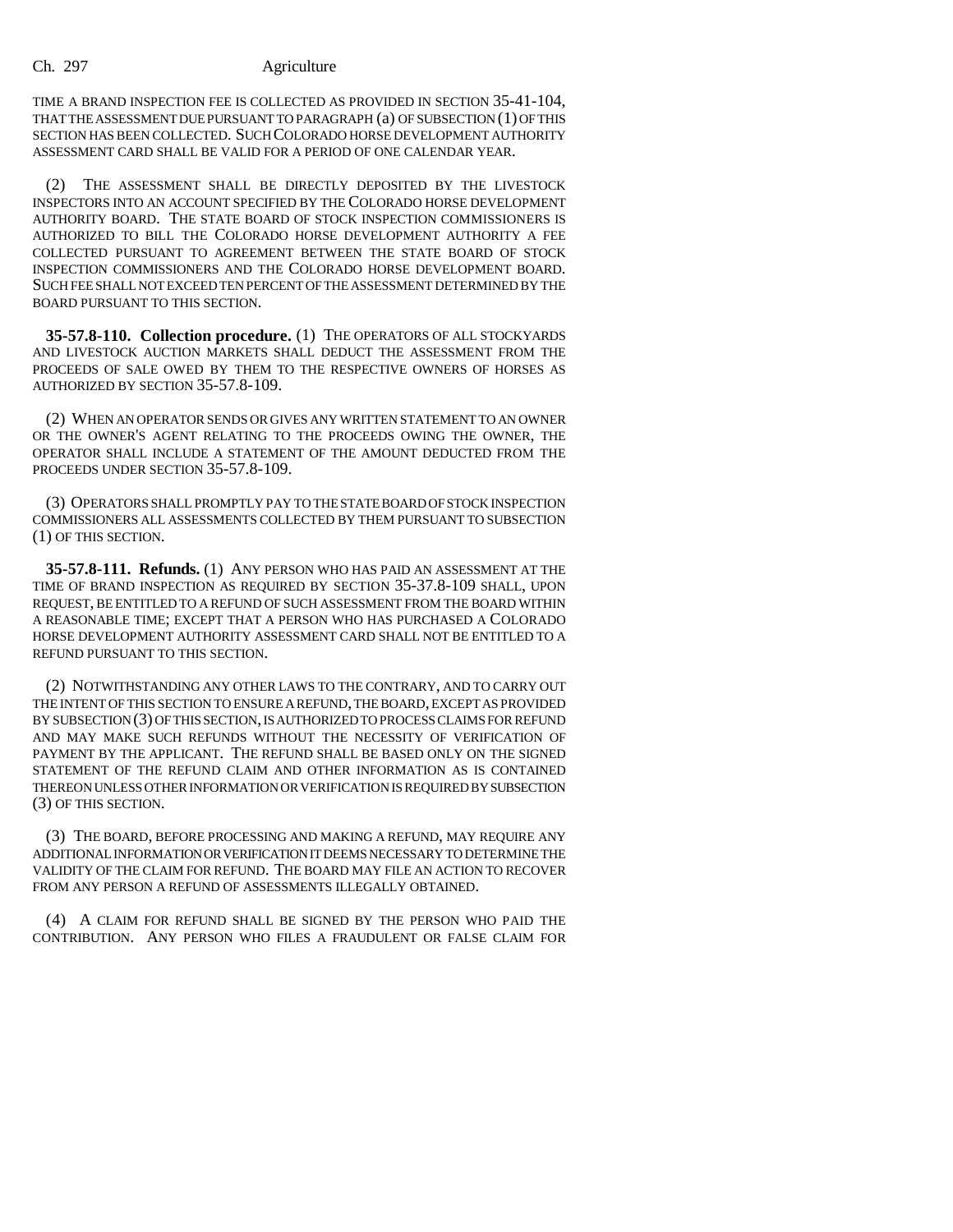TIME A BRAND INSPECTION FEE IS COLLECTED AS PROVIDED IN SECTION 35-41-104, THAT THE ASSESSMENT DUE PURSUANT TO PARAGRAPH (a) OF SUBSECTION (1) OF THIS SECTION HAS BEEN COLLECTED. SUCH COLORADO HORSE DEVELOPMENT AUTHORITY ASSESSMENT CARD SHALL BE VALID FOR A PERIOD OF ONE CALENDAR YEAR.

(2) THE ASSESSMENT SHALL BE DIRECTLY DEPOSITED BY THE LIVESTOCK INSPECTORS INTO AN ACCOUNT SPECIFIED BY THE COLORADO HORSE DEVELOPMENT AUTHORITY BOARD. THE STATE BOARD OF STOCK INSPECTION COMMISSIONERS IS AUTHORIZED TO BILL THE COLORADO HORSE DEVELOPMENT AUTHORITY A FEE COLLECTED PURSUANT TO AGREEMENT BETWEEN THE STATE BOARD OF STOCK INSPECTION COMMISSIONERS AND THE COLORADO HORSE DEVELOPMENT BOARD. SUCH FEE SHALL NOT EXCEED TEN PERCENT OF THE ASSESSMENT DETERMINED BY THE BOARD PURSUANT TO THIS SECTION.

**35-57.8-110. Collection procedure.** (1) THE OPERATORS OF ALL STOCKYARDS AND LIVESTOCK AUCTION MARKETS SHALL DEDUCT THE ASSESSMENT FROM THE PROCEEDS OF SALE OWED BY THEM TO THE RESPECTIVE OWNERS OF HORSES AS AUTHORIZED BY SECTION 35-57.8-109.

(2) WHEN AN OPERATOR SENDS OR GIVES ANY WRITTEN STATEMENT TO AN OWNER OR THE OWNER'S AGENT RELATING TO THE PROCEEDS OWING THE OWNER, THE OPERATOR SHALL INCLUDE A STATEMENT OF THE AMOUNT DEDUCTED FROM THE PROCEEDS UNDER SECTION 35-57.8-109.

(3) OPERATORS SHALL PROMPTLY PAY TO THE STATE BOARD OF STOCK INSPECTION COMMISSIONERS ALL ASSESSMENTS COLLECTED BY THEM PURSUANT TO SUBSECTION (1) OF THIS SECTION.

**35-57.8-111. Refunds.** (1) ANY PERSON WHO HAS PAID AN ASSESSMENT AT THE TIME OF BRAND INSPECTION AS REQUIRED BY SECTION 35-37.8-109 SHALL, UPON REQUEST, BE ENTITLED TO A REFUND OF SUCH ASSESSMENT FROM THE BOARD WITHIN A REASONABLE TIME; EXCEPT THAT A PERSON WHO HAS PURCHASED A COLORADO HORSE DEVELOPMENT AUTHORITY ASSESSMENT CARD SHALL NOT BE ENTITLED TO A REFUND PURSUANT TO THIS SECTION.

(2) NOTWITHSTANDING ANY OTHER LAWS TO THE CONTRARY, AND TO CARRY OUT THE INTENT OF THIS SECTION TO ENSURE A REFUND, THE BOARD, EXCEPT AS PROVIDED BY SUBSECTION (3) OF THIS SECTION, IS AUTHORIZED TO PROCESS CLAIMS FOR REFUND AND MAY MAKE SUCH REFUNDS WITHOUT THE NECESSITY OF VERIFICATION OF PAYMENT BY THE APPLICANT. THE REFUND SHALL BE BASED ONLY ON THE SIGNED STATEMENT OF THE REFUND CLAIM AND OTHER INFORMATION AS IS CONTAINED THEREON UNLESS OTHER INFORMATION OR VERIFICATION IS REQUIRED BY SUBSECTION (3) OF THIS SECTION.

(3) THE BOARD, BEFORE PROCESSING AND MAKING A REFUND, MAY REQUIRE ANY ADDITIONAL INFORMATION OR VERIFICATION IT DEEMS NECESSARY TO DETERMINE THE VALIDITY OF THE CLAIM FOR REFUND. THE BOARD MAY FILE AN ACTION TO RECOVER FROM ANY PERSON A REFUND OF ASSESSMENTS ILLEGALLY OBTAINED.

(4) A CLAIM FOR REFUND SHALL BE SIGNED BY THE PERSON WHO PAID THE CONTRIBUTION. ANY PERSON WHO FILES A FRAUDULENT OR FALSE CLAIM FOR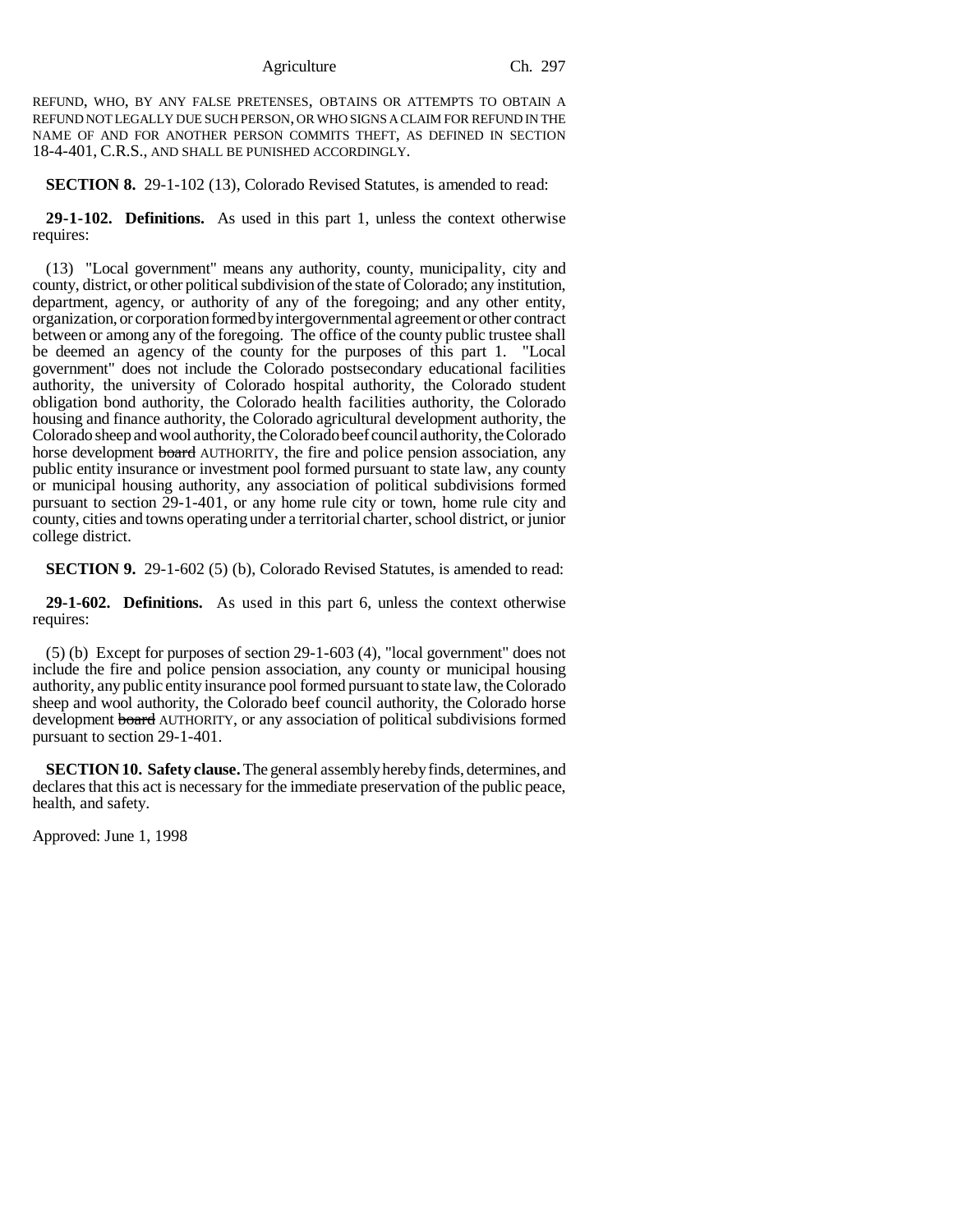REFUND, WHO, BY ANY FALSE PRETENSES, OBTAINS OR ATTEMPTS TO OBTAIN A REFUND NOT LEGALLY DUE SUCH PERSON, OR WHO SIGNS A CLAIM FOR REFUND IN THE NAME OF AND FOR ANOTHER PERSON COMMITS THEFT, AS DEFINED IN SECTION 18-4-401, C.R.S., AND SHALL BE PUNISHED ACCORDINGLY.

**SECTION 8.** 29-1-102 (13), Colorado Revised Statutes, is amended to read:

**29-1-102. Definitions.** As used in this part 1, unless the context otherwise requires:

(13) "Local government" means any authority, county, municipality, city and county, district, or other political subdivision of the state of Colorado; any institution, department, agency, or authority of any of the foregoing; and any other entity, organization, or corporation formed by intergovernmental agreement or other contract between or among any of the foregoing. The office of the county public trustee shall be deemed an agency of the county for the purposes of this part 1. "Local government" does not include the Colorado postsecondary educational facilities authority, the university of Colorado hospital authority, the Colorado student obligation bond authority, the Colorado health facilities authority, the Colorado housing and finance authority, the Colorado agricultural development authority, the Colorado sheep and wool authority, the Colorado beef council authority, the Colorado horse development ~~board~~ AUTHORITY, the fire and police pension association, any public entity insurance or investment pool formed pursuant to state law, any county or municipal housing authority, any association of political subdivisions formed pursuant to section 29-1-401, or any home rule city or town, home rule city and county, cities and towns operating under a territorial charter, school district, or junior college district.

**SECTION 9.** 29-1-602 (5) (b), Colorado Revised Statutes, is amended to read:

**29-1-602. Definitions.** As used in this part 6, unless the context otherwise requires:

(5) (b) Except for purposes of section 29-1-603 (4), "local government" does not include the fire and police pension association, any county or municipal housing authority, any public entity insurance pool formed pursuant to state law, the Colorado sheep and wool authority, the Colorado beef council authority, the Colorado horse development ~~board~~ AUTHORITY, or any association of political subdivisions formed pursuant to section 29-1-401.

**SECTION 10. Safety clause.** The general assembly hereby finds, determines, and declares that this act is necessary for the immediate preservation of the public peace, health, and safety.

Approved: June 1, 1998